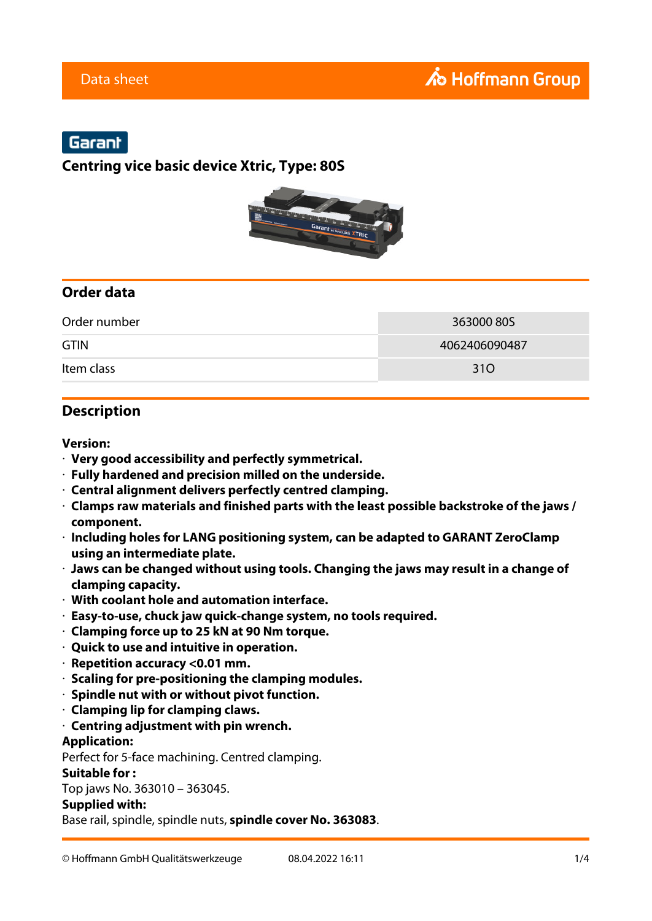Data sheet

Hoffmann Group

Garant

# Centring vice basic device Xtric, Type: 80S

## Order data

| Order number | 363000 80S |
|---|---|
| GTIN | 4062406090487 |
| Item class | 31O |

## Description

**Version:**

- **Very good accessibility and perfectly symmetrical.**
- **Fully hardened and precision milled on the underside.**
- **Central alignment delivers perfectly centred clamping.**
- **Clamps raw materials and finished parts with the least possible backstroke of the jaws / component.**
- **Including holes for LANG positioning system, can be adapted to GARANT ZeroClamp using an intermediate plate.**
- **Jaws can be changed without using tools. Changing the jaws may result in a change of clamping capacity.**
- **With coolant hole and automation interface.**
- **Easy-to-use, chuck jaw quick-change system, no tools required.**
- **Clamping force up to 25 kN at 90 Nm torque.**
- **Quick to use and intuitive in operation.**
- **Repetition accuracy <0.01 mm.**
- **Scaling for pre-positioning the clamping modules.**
- **Spindle nut with or without pivot function.**
- **Clamping lip for clamping claws.**
- **Centring adjustment with pin wrench.**

**Application:**

Perfect for 5-face machining. Centred clamping.

**Suitable for :**

Top jaws No. 363010 – 363045.

**Supplied with:**

Base rail, spindle, spindle nuts, **spindle cover No. 363083**.

© Hoffmann GmbH Qualitätswerkzeuge 08.04.2022 16:11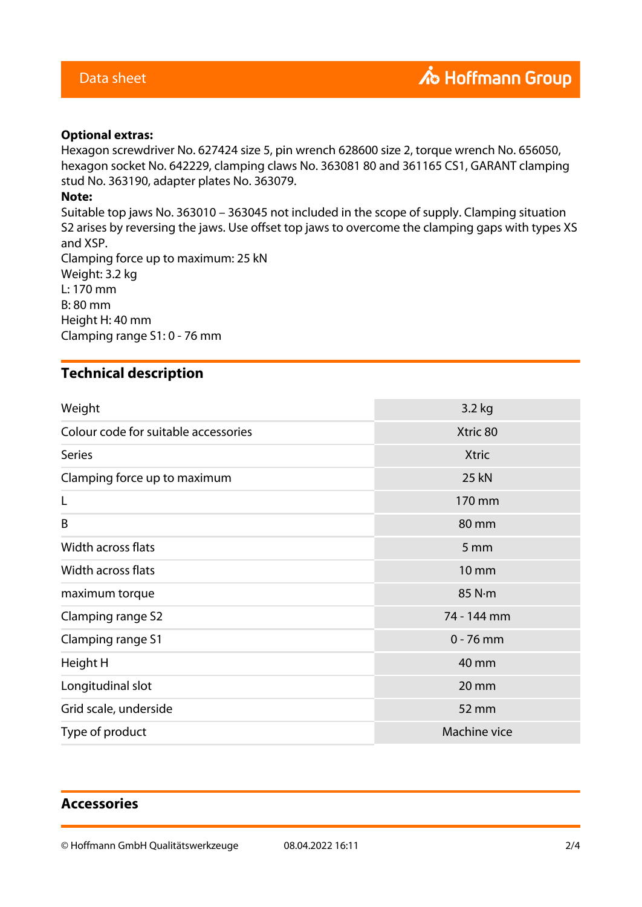**Optional extras:**
Hexagon screwdriver No. 627424 size 5, pin wrench 628600 size 2, torque wrench No. 656050, hexagon socket No. 642229, clamping claws No. 363081 80 and 361165 CS1, GARANT clamping stud No. 363190, adapter plates No. 363079.
**Note:**
Suitable top jaws No. 363010 – 363045 not included in the scope of supply. Clamping situation S2 arises by reversing the jaws. Use offset top jaws to overcome the clamping gaps with types XS and XSP.
Clamping force up to maximum: 25 kN
Weight: 3.2 kg
L: 170 mm
B: 80 mm
Height H: 40 mm
Clamping range S1: 0 - 76 mm

## Technical description

| | |
|---|---|
| Weight | 3.2 kg |
| Colour code for suitable accessories | Xtric 80 |
| Series | Xtric |
| Clamping force up to maximum | 25 kN |
| L | 170 mm |
| B | 80 mm |
| Width across flats | 5 mm |
| Width across flats | 10 mm |
| maximum torque | 85 N·m |
| Clamping range S2 | 74 - 144 mm |
| Clamping range S1 | 0 - 76 mm |
| Height H | 40 mm |
| Longitudinal slot | 20 mm |
| Grid scale, underside | 52 mm |
| Type of product | Machine vice |

## Accessories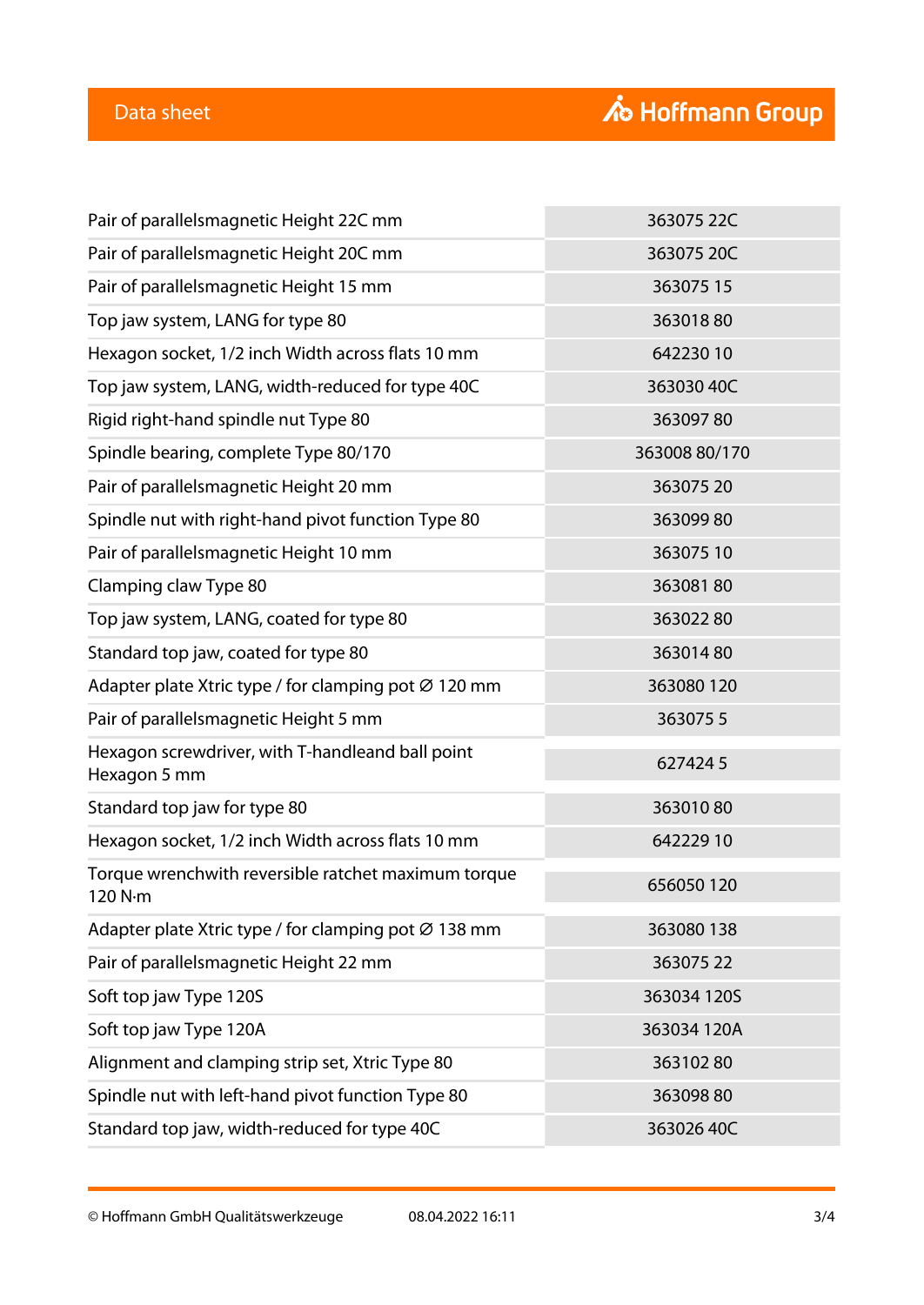| | |
|---|---|
| Pair of parallelsmagnetic Height 22C mm | 363075 22C |
| Pair of parallelsmagnetic Height 20C mm | 363075 20C |
| Pair of parallelsmagnetic Height 15 mm | 363075 15 |
| Top jaw system, LANG for type 80 | 363018 80 |
| Hexagon socket, 1/2 inch Width across flats 10 mm | 642230 10 |
| Top jaw system, LANG, width-reduced for type 40C | 363030 40C |
| Rigid right-hand spindle nut Type 80 | 363097 80 |
| Spindle bearing, complete Type 80/170 | 363008 80/170 |
| Pair of parallelsmagnetic Height 20 mm | 363075 20 |
| Spindle nut with right-hand pivot function Type 80 | 363099 80 |
| Pair of parallelsmagnetic Height 10 mm | 363075 10 |
| Clamping claw Type 80 | 363081 80 |
| Top jaw system, LANG, coated for type 80 | 363022 80 |
| Standard top jaw, coated for type 80 | 363014 80 |
| Adapter plate Xtric type / for clamping pot ∅ 120 mm | 363080 120 |
| Pair of parallelsmagnetic Height 5 mm | 363075 5 |
| Hexagon screwdriver, with T-handleand ball point Hexagon 5 mm | 627424 5 |
| Standard top jaw for type 80 | 363010 80 |
| Hexagon socket, 1/2 inch Width across flats 10 mm | 642229 10 |
| Torque wrenchwith reversible ratchet maximum torque 120 N·m | 656050 120 |
| Adapter plate Xtric type / for clamping pot ∅ 138 mm | 363080 138 |
| Pair of parallelsmagnetic Height 22 mm | 363075 22 |
| Soft top jaw Type 120S | 363034 120S |
| Soft top jaw Type 120A | 363034 120A |
| Alignment and clamping strip set, Xtric Type 80 | 363102 80 |
| Spindle nut with left-hand pivot function Type 80 | 363098 80 |
| Standard top jaw, width-reduced for type 40C | 363026 40C |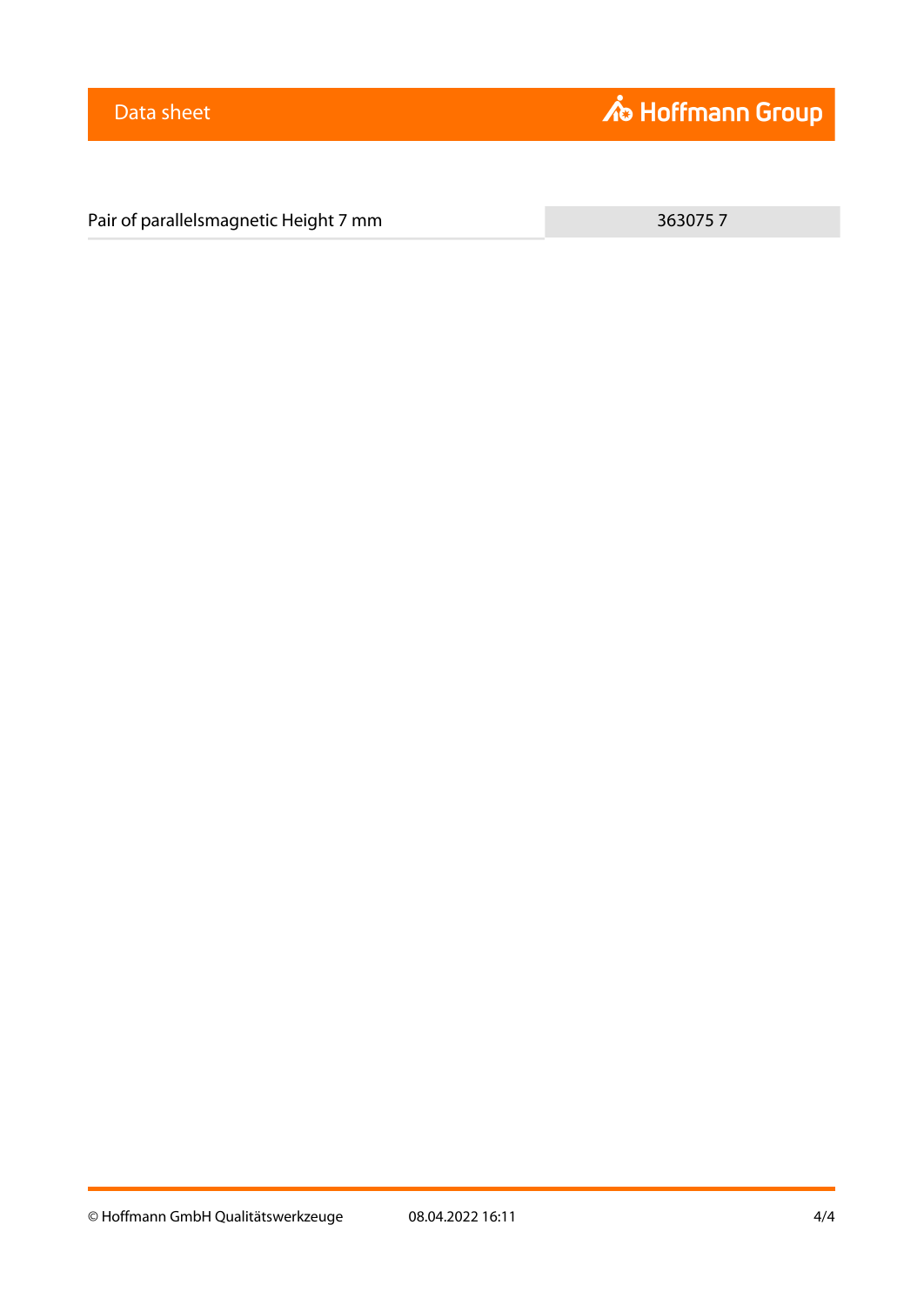| | |
|---|---|
| Pair of parallelsmagnetic Height 7 mm | 363075 7 |